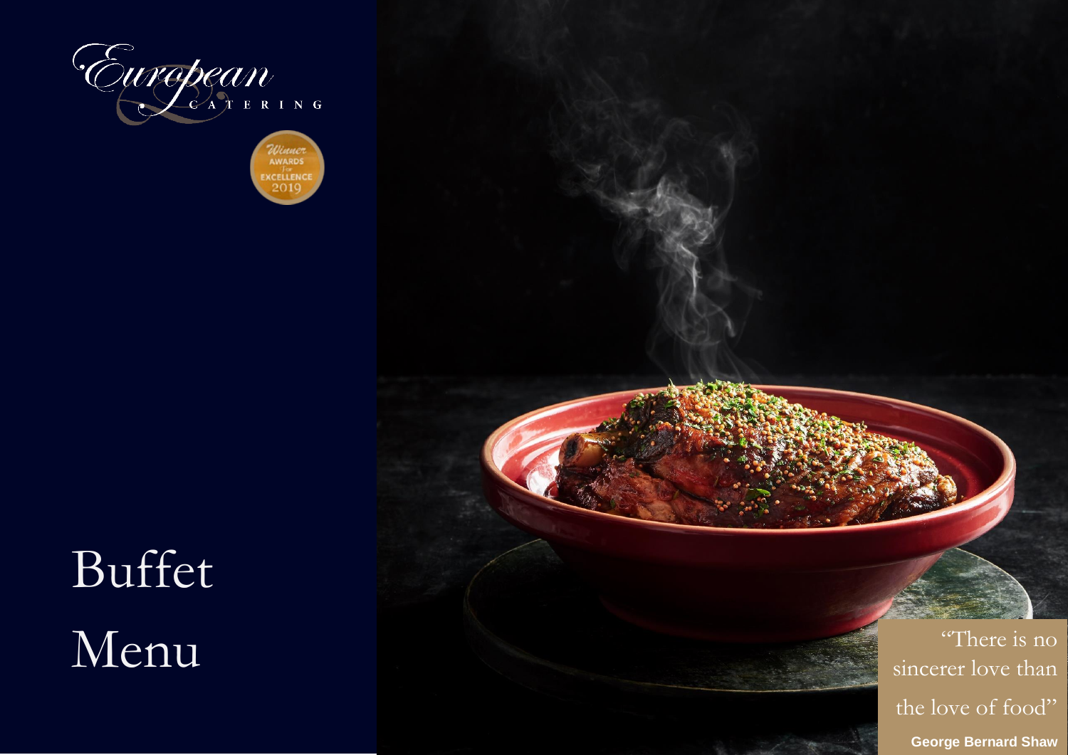European

CATERING

Winner AWARDS for EXCELLENCE 2019

# Buffet Menu

"There is no sincerer love than the love of food"

**George Bernard Shaw**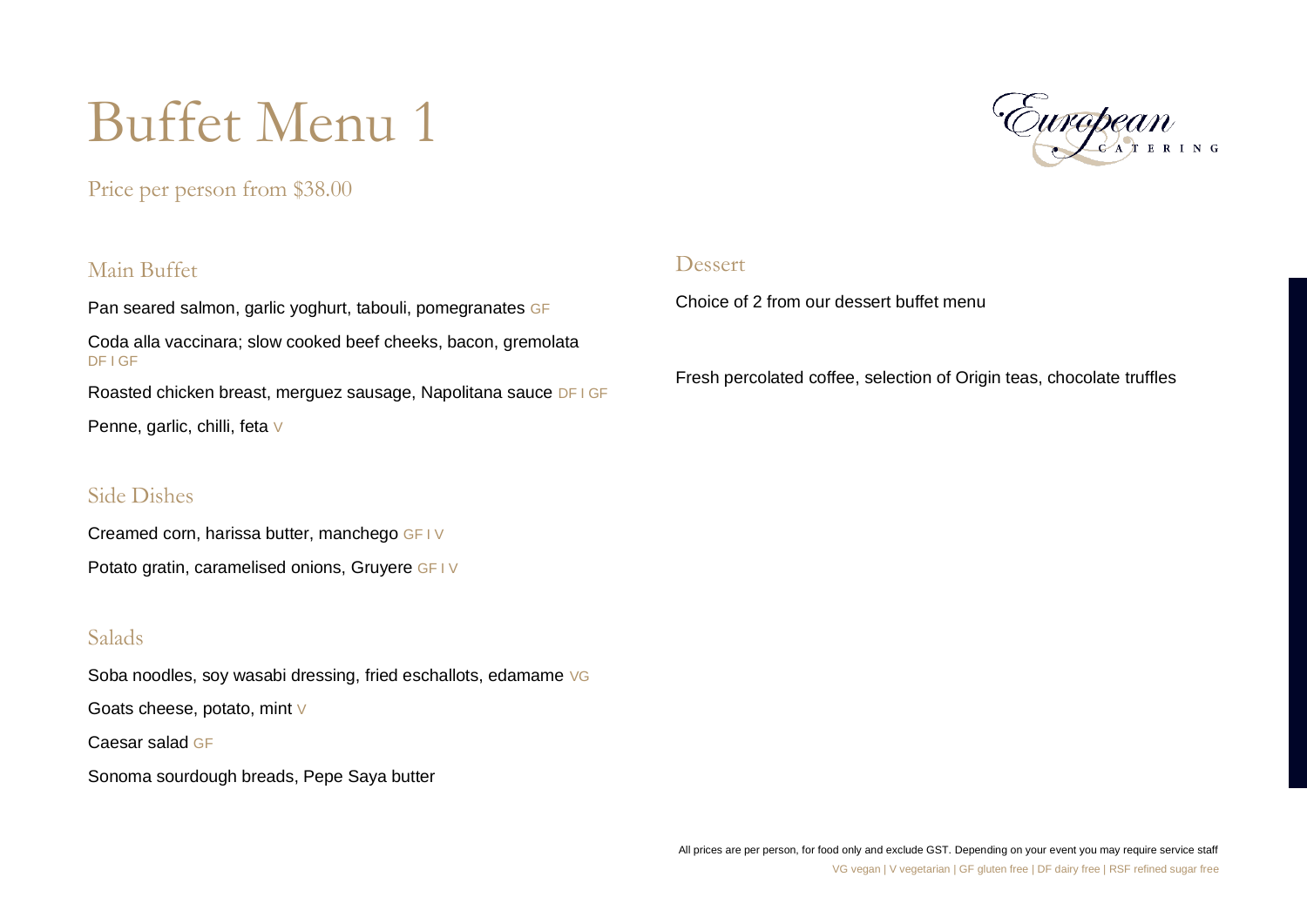# Buffet Menu 1

Price per person from $38.00

## Main Buffet

Pan seared salmon, garlic yoghurt, tabouli, pomegranates GF

Coda alla vaccinara; slow cooked beef cheeks, bacon, gremolata DF I GF

Roasted chicken breast, merguez sausage, Napolitana sauce DF I GF

Penne, garlic, chilli, feta V

## Side Dishes

Creamed corn, harissa butter, manchego GF I V

Potato gratin, caramelised onions, Gruyere GF I V

## Salads

Soba noodles, soy wasabi dressing, fried eschallots, edamame VG

Goats cheese, potato, mint V

Caesar salad GF

Sonoma sourdough breads, Pepe Saya butter

## Dessert

Choice of 2 from our dessert buffet menu

Fresh percolated coffee, selection of Origin teas, chocolate truffles

All prices are per person, for food only and exclude GST. Depending on your event you may require service staff

VG vegan | V vegetarian | GF gluten free | DF dairy free | RSF refined sugar free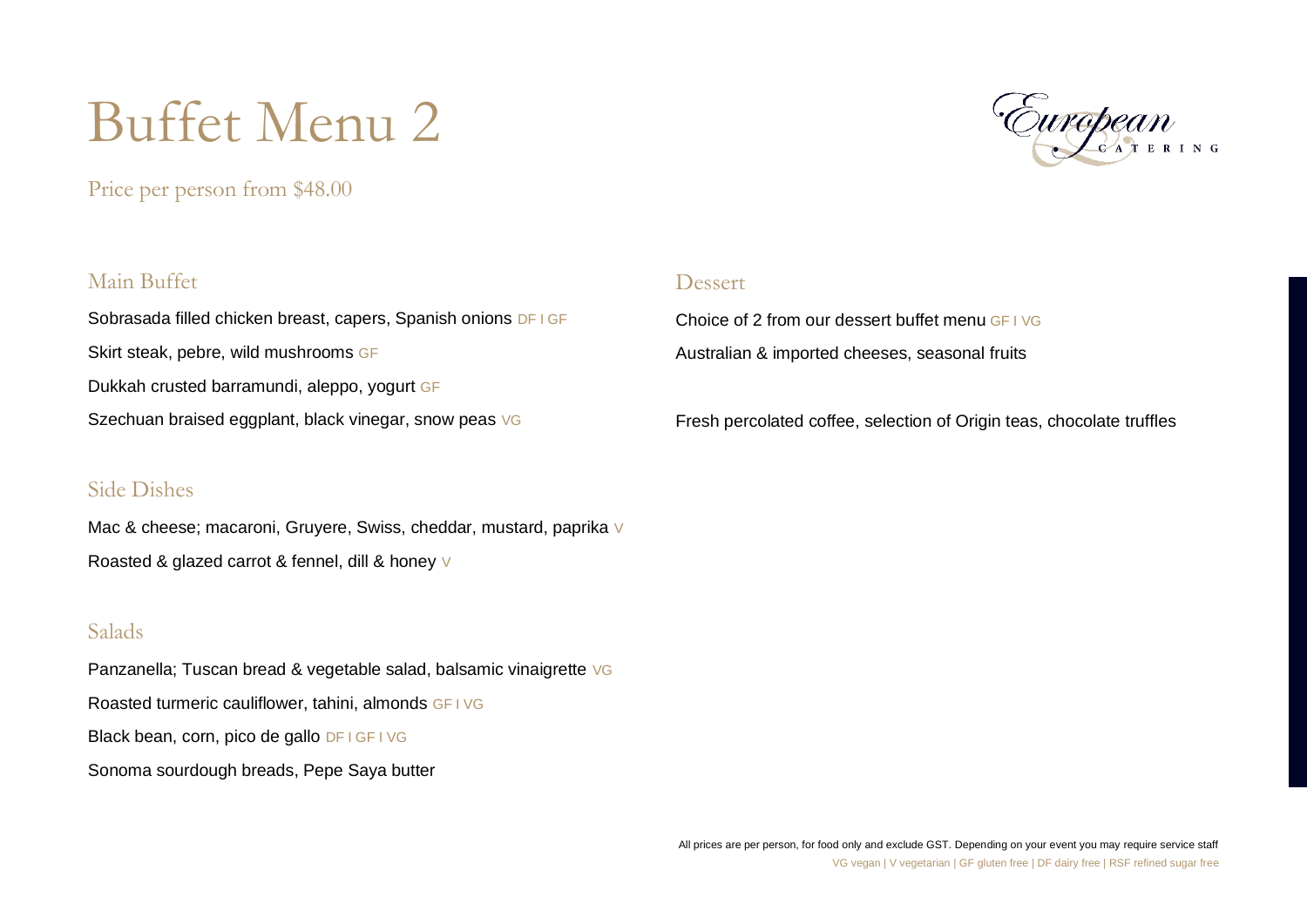# Buffet Menu 2

Price per person from $48.00

## Main Buffet

Sobrasada filled chicken breast, capers, Spanish onions DF I GF

Skirt steak, pebre, wild mushrooms GF

Dukkah crusted barramundi, aleppo, yogurt GF

Szechuan braised eggplant, black vinegar, snow peas VG

## Side Dishes

Mac & cheese; macaroni, Gruyere, Swiss, cheddar, mustard, paprika V

Roasted & glazed carrot & fennel, dill & honey V

## Salads

Panzanella; Tuscan bread & vegetable salad, balsamic vinaigrette VG

Roasted turmeric cauliflower, tahini, almonds GF I VG

Black bean, corn, pico de gallo DF I GF I VG

Sonoma sourdough breads, Pepe Saya butter

## Dessert

Choice of 2 from our dessert buffet menu GF I VG

Australian & imported cheeses, seasonal fruits

Fresh percolated coffee, selection of Origin teas, chocolate truffles

All prices are per person, for food only and exclude GST. Depending on your event you may require service staff

VG vegan | V vegetarian | GF gluten free | DF dairy free | RSF refined sugar free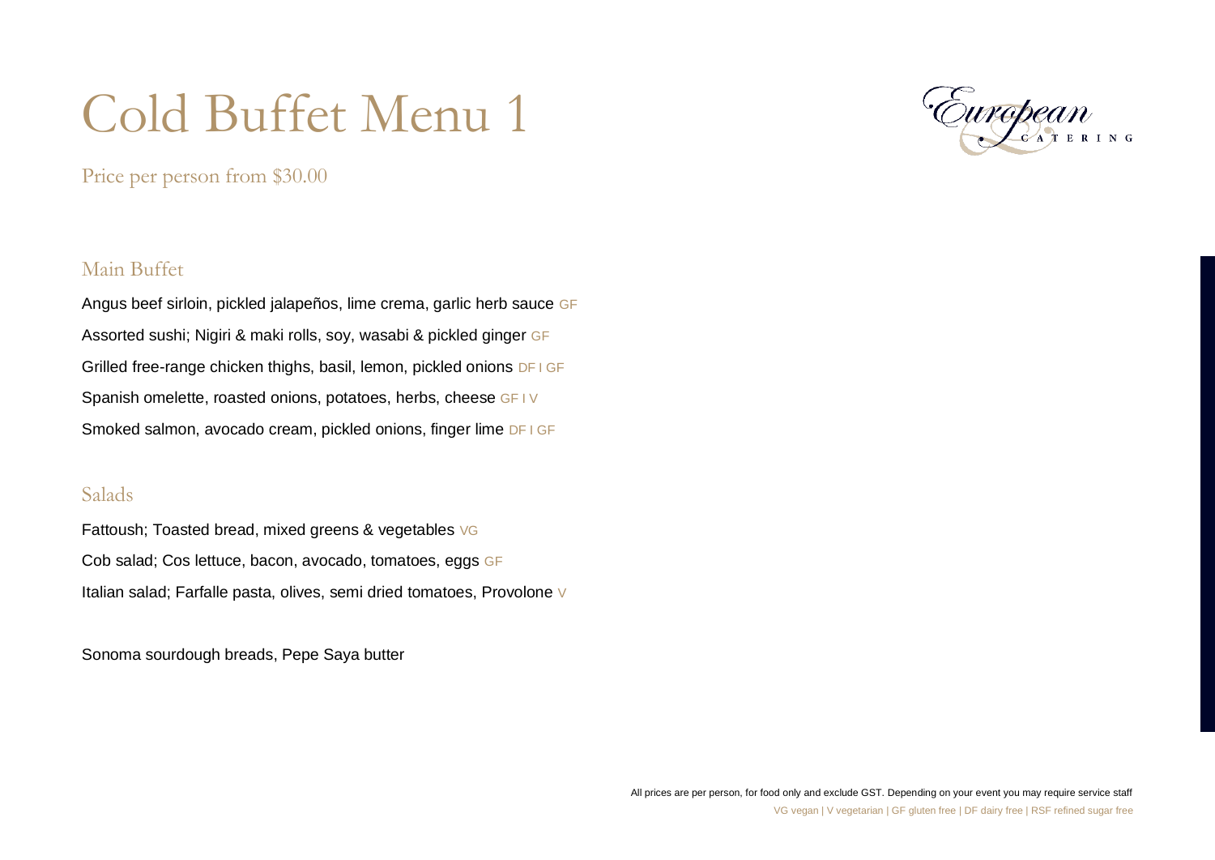# Cold Buffet Menu 1

Price per person from $30.00

## Main Buffet

Angus beef sirloin, pickled jalapeños, lime crema, garlic herb sauce GF

Assorted sushi; Nigiri & maki rolls, soy, wasabi & pickled ginger GF

Grilled free-range chicken thighs, basil, lemon, pickled onions DF I GF

Spanish omelette, roasted onions, potatoes, herbs, cheese GF I V

Smoked salmon, avocado cream, pickled onions, finger lime DF I GF

## Salads

Fattoush; Toasted bread, mixed greens & vegetables VG

Cob salad; Cos lettuce, bacon, avocado, tomatoes, eggs GF

Italian salad; Farfalle pasta, olives, semi dried tomatoes, Provolone V

Sonoma sourdough breads, Pepe Saya butter

All prices are per person, for food only and exclude GST. Depending on your event you may require service staff

VG vegan | V vegetarian | GF gluten free | DF dairy free | RSF refined sugar free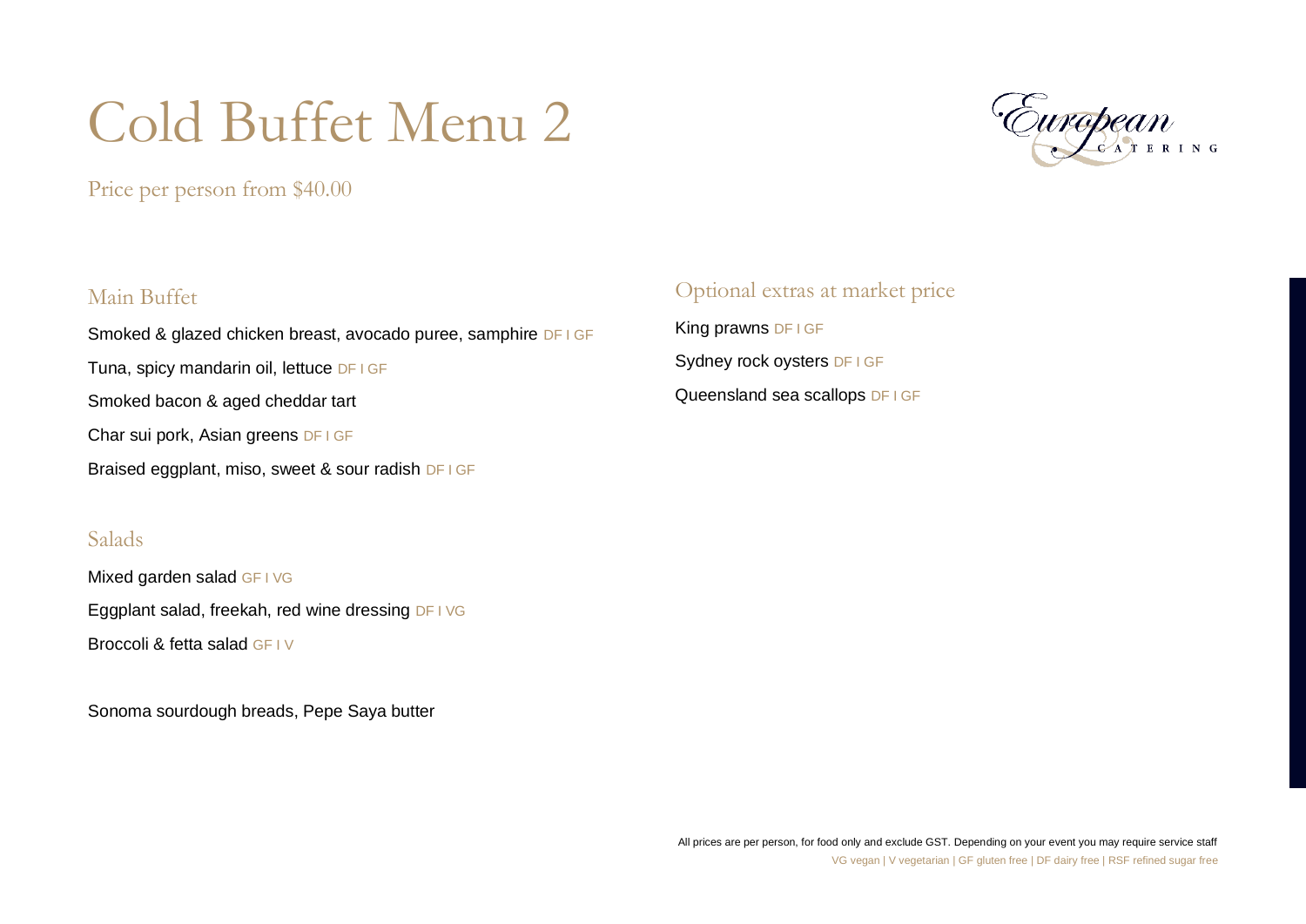# Cold Buffet Menu 2

Price per person from $40.00

## Main Buffet

Smoked & glazed chicken breast, avocado puree, samphire DF I GF

Tuna, spicy mandarin oil, lettuce DF I GF

Smoked bacon & aged cheddar tart

Char sui pork, Asian greens DF I GF

Braised eggplant, miso, sweet & sour radish DF I GF

## Salads

Mixed garden salad GF I VG

Eggplant salad, freekah, red wine dressing DF I VG

Broccoli & fetta salad GF I V

Sonoma sourdough breads, Pepe Saya butter

## Optional extras at market price

King prawns DF I GF

Sydney rock oysters DF I GF

Queensland sea scallops DF I GF

All prices are per person, for food only and exclude GST. Depending on your event you may require service staff

VG vegan | V vegetarian | GF gluten free | DF dairy free | RSF refined sugar free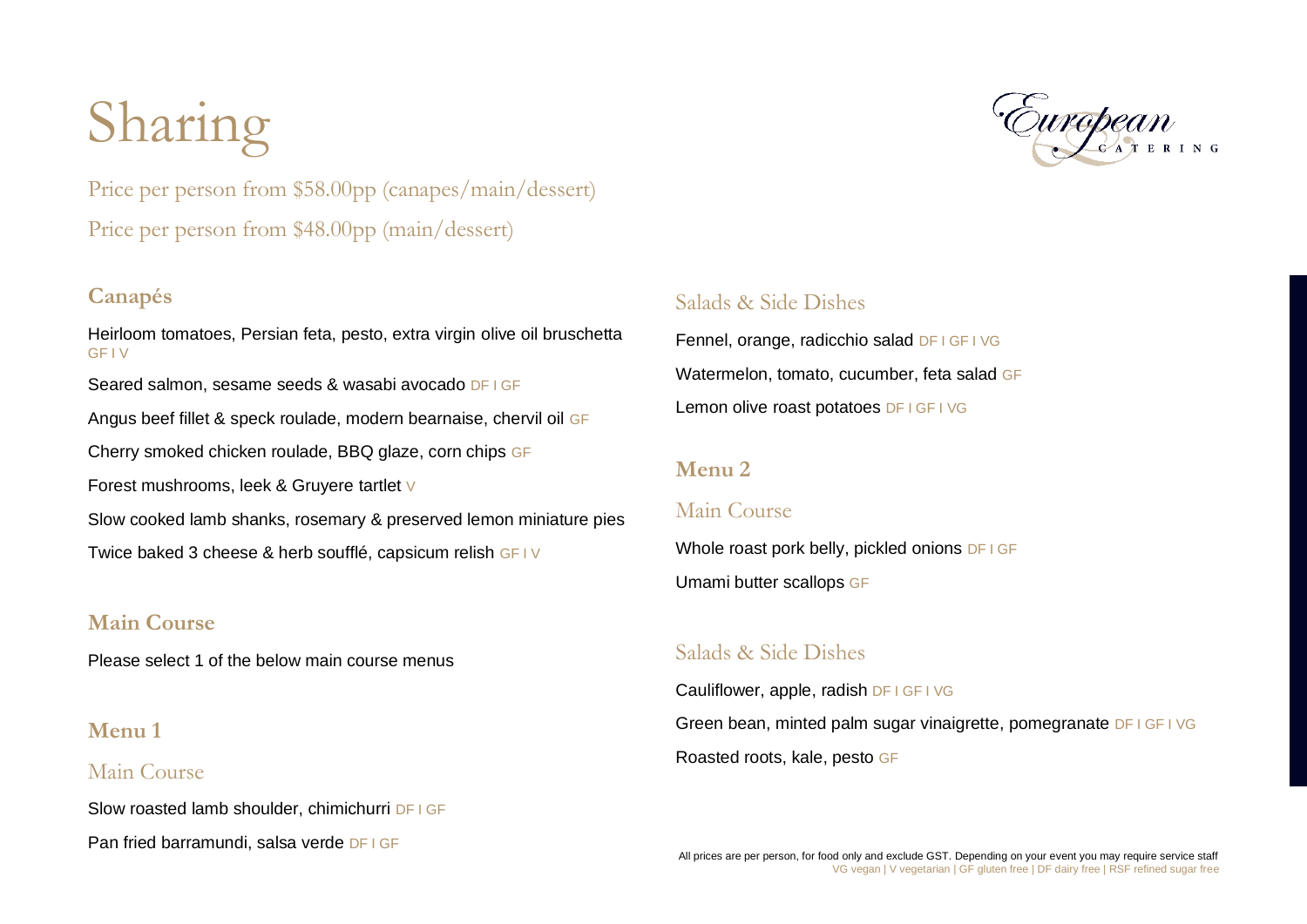# Sharing

Price per person from $58.00pp (canapes/main/dessert)

Price per person from $48.00pp (main/dessert)

## Canapés

Heirloom tomatoes, Persian feta, pesto, extra virgin olive oil bruschetta GF I V

Seared salmon, sesame seeds & wasabi avocado DF I GF

Angus beef fillet & speck roulade, modern bearnaise, chervil oil GF

Cherry smoked chicken roulade, BBQ glaze, corn chips GF

Forest mushrooms, leek & Gruyere tartlet V

Slow cooked lamb shanks, rosemary & preserved lemon miniature pies

Twice baked 3 cheese & herb soufflé, capsicum relish GF I V

## Main Course

Please select 1 of the below main course menus

## Menu 1

### Main Course

Slow roasted lamb shoulder, chimichurri DF I GF

Pan fried barramundi, salsa verde DF I GF

### Salads & Side Dishes

Fennel, orange, radicchio salad DF I GF I VG

Watermelon, tomato, cucumber, feta salad GF

Lemon olive roast potatoes DF I GF I VG

## Menu 2

### Main Course

Whole roast pork belly, pickled onions DF I GF

Umami butter scallops GF

### Salads & Side Dishes

Cauliflower, apple, radish DF I GF I VG

Green bean, minted palm sugar vinaigrette, pomegranate DF I GF I VG

Roasted roots, kale, pesto GF

All prices are per person, for food only and exclude GST. Depending on your event you may require service staff

VG vegan | V vegetarian | GF gluten free | DF dairy free | RSF refined sugar free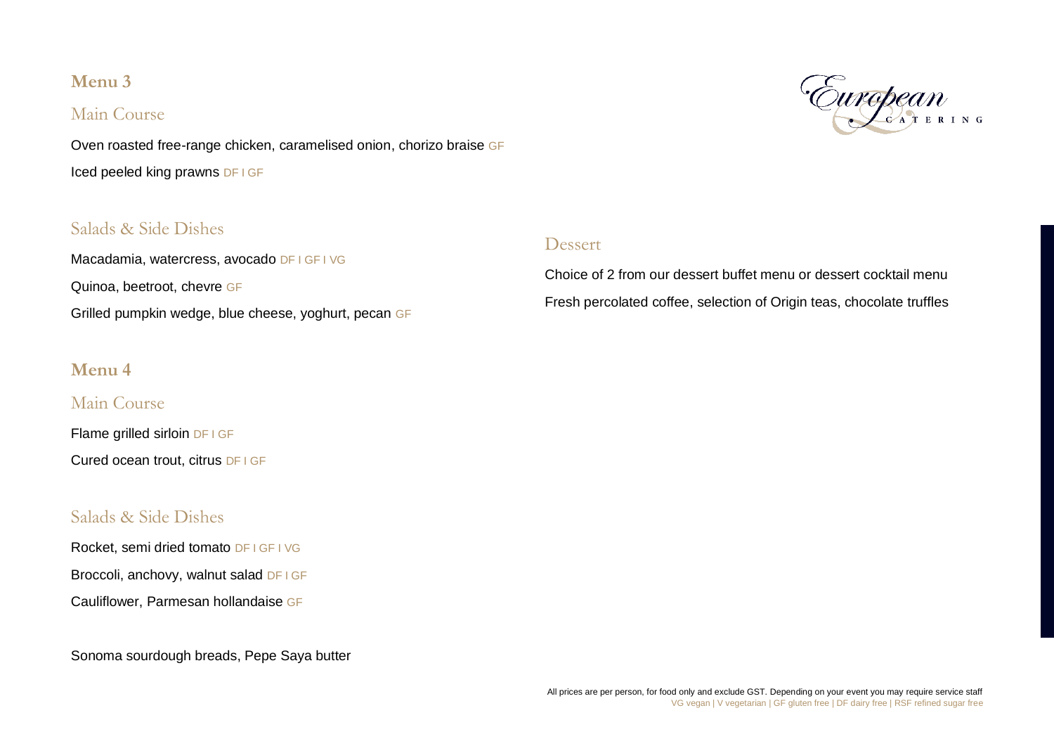## Menu 3

### Main Course

Oven roasted free-range chicken, caramelised onion, chorizo braise GF

Iced peeled king prawns DF I GF

### Salads & Side Dishes

Macadamia, watercress, avocado DF I GF I VG

Quinoa, beetroot, chevre GF

Grilled pumpkin wedge, blue cheese, yoghurt, pecan GF

## Menu 4

### Main Course

Flame grilled sirloin DF I GF

Cured ocean trout, citrus DF I GF

### Salads & Side Dishes

Rocket, semi dried tomato DF I GF I VG

Broccoli, anchovy, walnut salad DF I GF

Cauliflower, Parmesan hollandaise GF

Sonoma sourdough breads, Pepe Saya butter

### Dessert

Choice of 2 from our dessert buffet menu or dessert cocktail menu

Fresh percolated coffee, selection of Origin teas, chocolate truffles

All prices are per person, for food only and exclude GST. Depending on your event you may require service staff

VG vegan | V vegetarian | GF gluten free | DF dairy free | RSF refined sugar free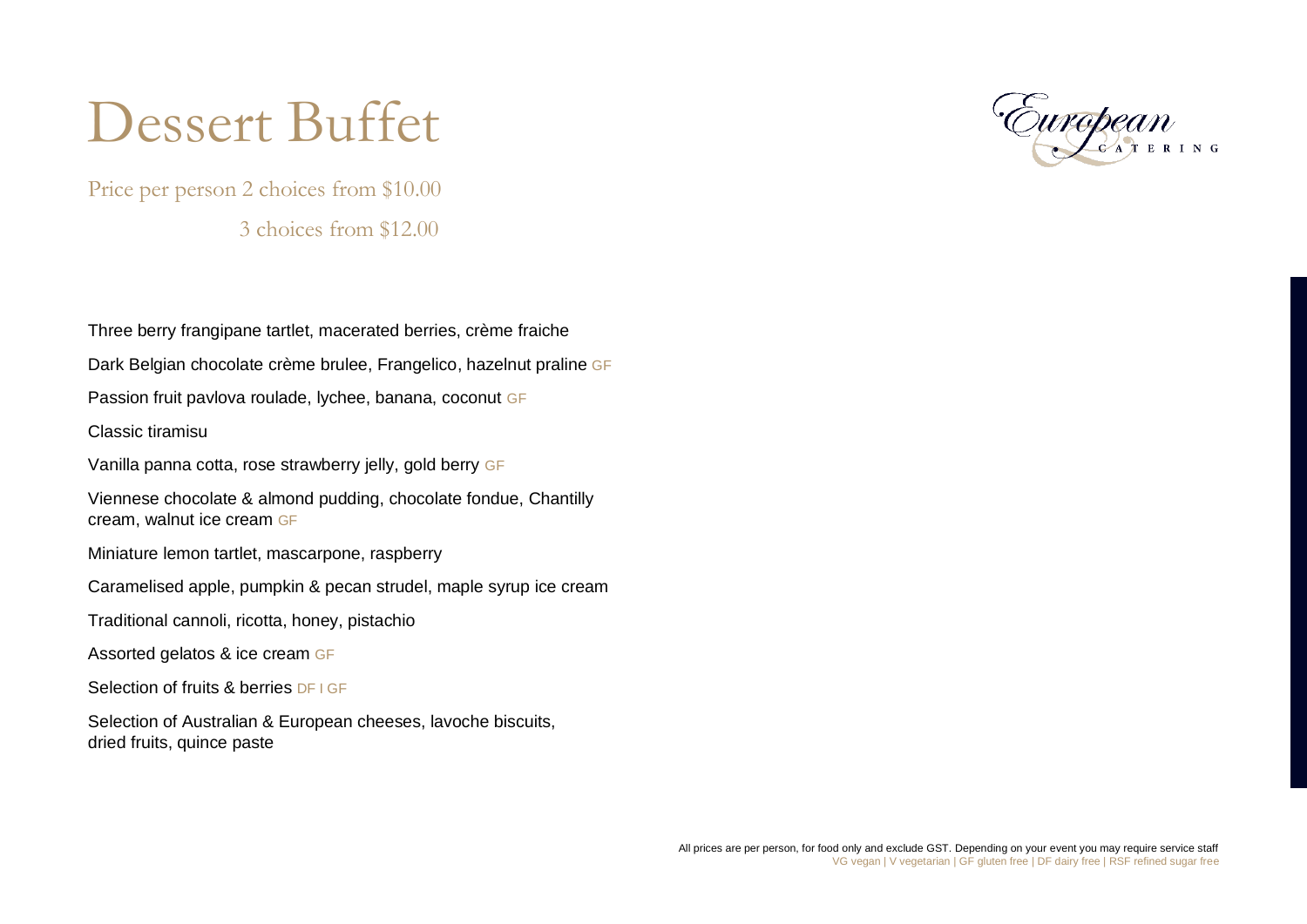# Dessert Buffet

European Catering

Price per person 2 choices from $10.00

3 choices from $12.00

Three berry frangipane tartlet, macerated berries, crème fraiche

Dark Belgian chocolate crème brulee, Frangelico, hazelnut praline GF

Passion fruit pavlova roulade, lychee, banana, coconut GF

Classic tiramisu

Vanilla panna cotta, rose strawberry jelly, gold berry GF

Viennese chocolate & almond pudding, chocolate fondue, Chantilly cream, walnut ice cream GF

Miniature lemon tartlet, mascarpone, raspberry

Caramelised apple, pumpkin & pecan strudel, maple syrup ice cream

Traditional cannoli, ricotta, honey, pistachio

Assorted gelatos & ice cream GF

Selection of fruits & berries DF I GF

Selection of Australian & European cheeses, lavoche biscuits, dried fruits, quince paste

All prices are per person, for food only and exclude GST. Depending on your event you may require service staff

VG vegan | V vegetarian | GF gluten free | DF dairy free | RSF refined sugar free